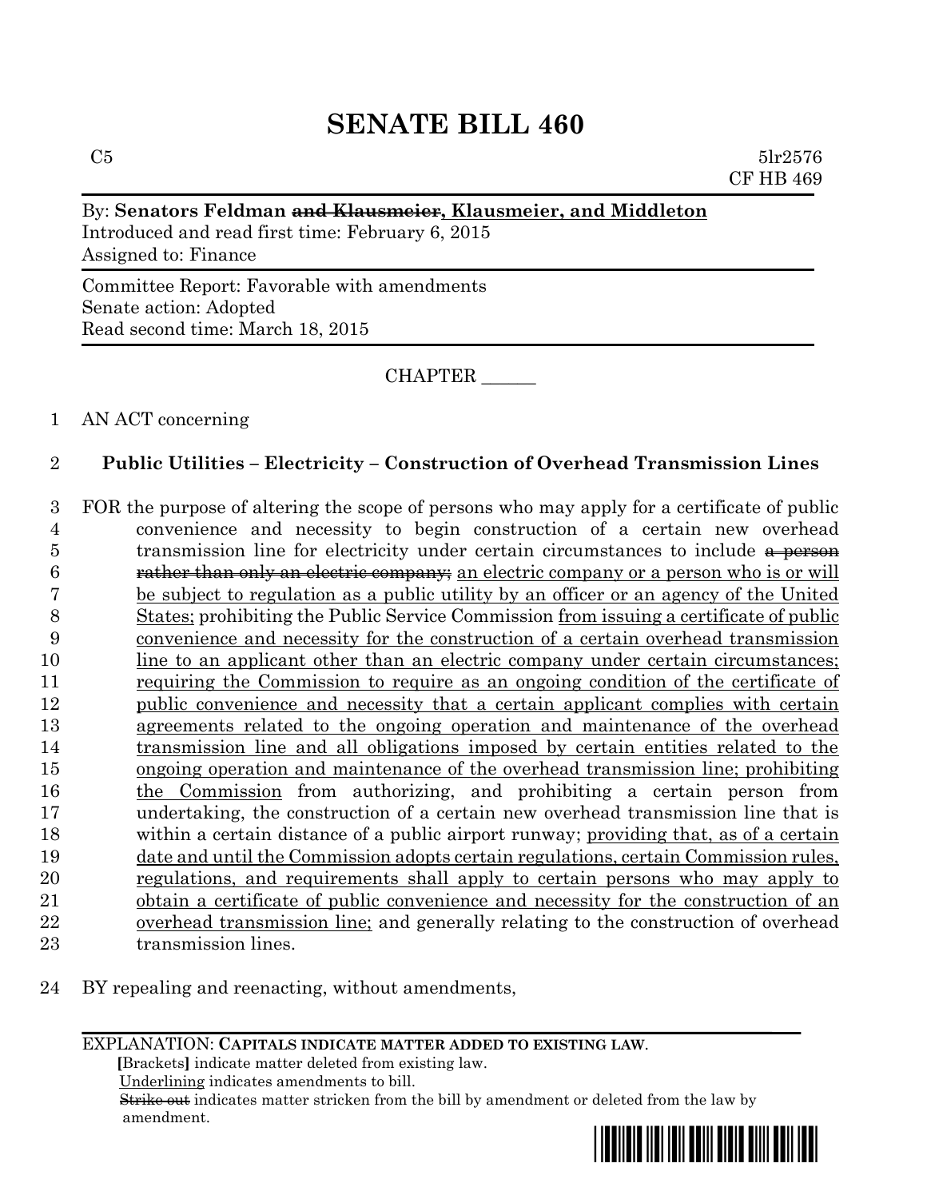# SENATE BILL 460

C5 5lr2576
CF HB 469

By: **Senators Feldman ~~and Klausmeier~~, Klausmeier, and Middleton**
Introduced and read first time: February 6, 2015
Assigned to: Finance

Committee Report: Favorable with amendments
Senate action: Adopted
Read second time: March 18, 2015

CHAPTER ______

AN ACT concerning

**Public Utilities – Electricity – Construction of Overhead Transmission Lines**

FOR the purpose of altering the scope of persons who may apply for a certificate of public convenience and necessity to begin construction of a certain new overhead transmission line for electricity under certain circumstances to include ~~a person rather than only an electric company;~~ an electric company or a person who is or will be subject to regulation as a public utility by an officer or an agency of the United States; prohibiting the Public Service Commission from issuing a certificate of public convenience and necessity for the construction of a certain overhead transmission line to an applicant other than an electric company under certain circumstances; requiring the Commission to require as an ongoing condition of the certificate of public convenience and necessity that a certain applicant complies with certain agreements related to the ongoing operation and maintenance of the overhead transmission line and all obligations imposed by certain entities related to the ongoing operation and maintenance of the overhead transmission line; prohibiting the Commission from authorizing, and prohibiting a certain person from undertaking, the construction of a certain new overhead transmission line that is within a certain distance of a public airport runway; providing that, as of a certain date and until the Commission adopts certain regulations, certain Commission rules, regulations, and requirements shall apply to certain persons who may apply to obtain a certificate of public convenience and necessity for the construction of an overhead transmission line; and generally relating to the construction of overhead transmission lines.

BY repealing and reenacting, without amendments,

EXPLANATION: **CAPITALS INDICATE MATTER ADDED TO EXISTING LAW.**
**[**Brackets**]** indicate matter deleted from existing law.
Underlining indicates amendments to bill.
~~Strike out~~ indicates matter stricken from the bill by amendment or deleted from the law by amendment.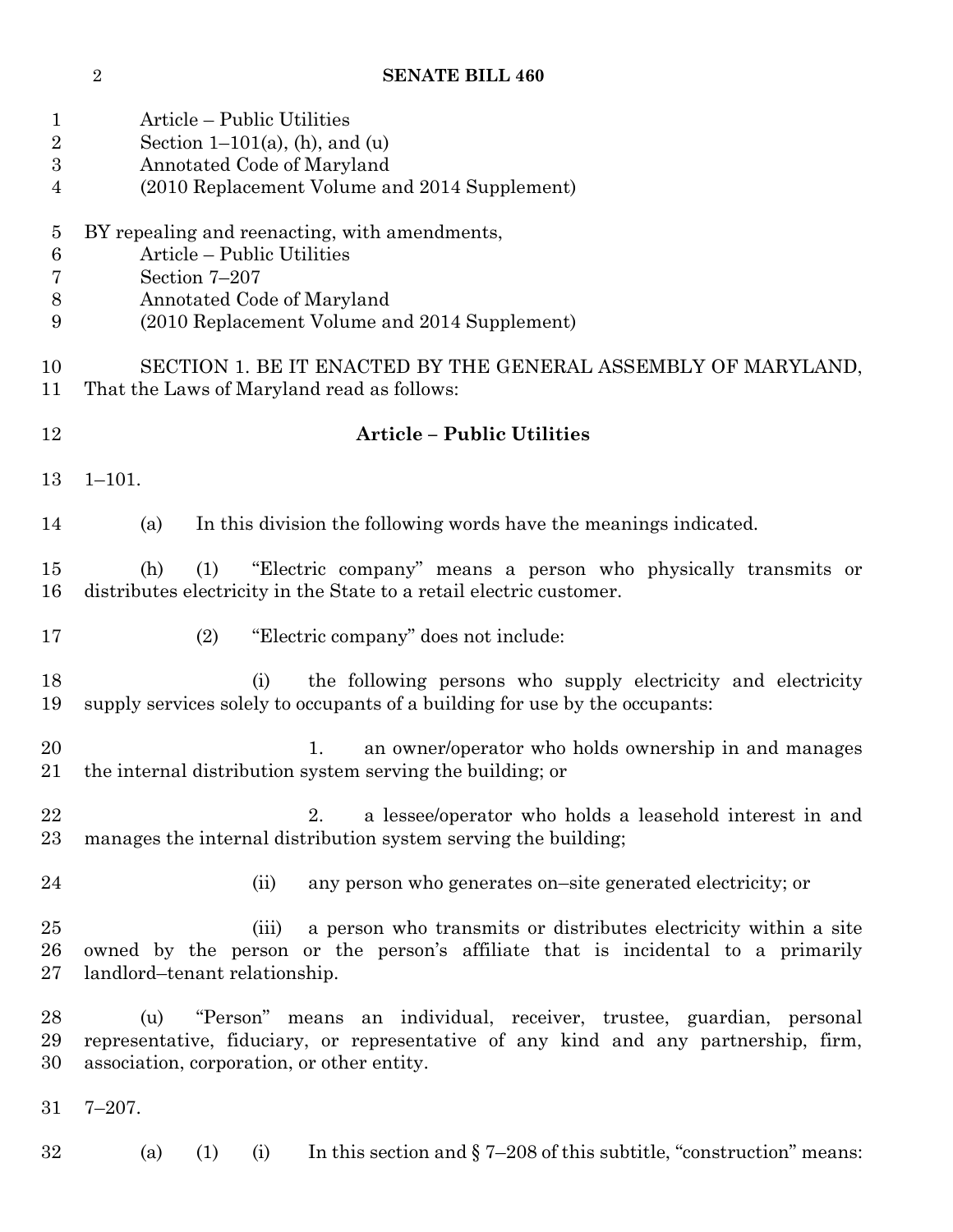Article – Public Utilities
Section 1–101(a), (h), and (u)
Annotated Code of Maryland
(2010 Replacement Volume and 2014 Supplement)

BY repealing and reenacting, with amendments,
Article – Public Utilities
Section 7–207
Annotated Code of Maryland
(2010 Replacement Volume and 2014 Supplement)

SECTION 1. BE IT ENACTED BY THE GENERAL ASSEMBLY OF MARYLAND, That the Laws of Maryland read as follows:

**Article – Public Utilities**

1–101.

(a) In this division the following words have the meanings indicated.

(h) (1) "Electric company" means a person who physically transmits or distributes electricity in the State to a retail electric customer.

(2) "Electric company" does not include:

(i) the following persons who supply electricity and electricity supply services solely to occupants of a building for use by the occupants:

1. an owner/operator who holds ownership in and manages the internal distribution system serving the building; or

2. a lessee/operator who holds a leasehold interest in and manages the internal distribution system serving the building;

(ii) any person who generates on–site generated electricity; or

(iii) a person who transmits or distributes electricity within a site owned by the person or the person's affiliate that is incidental to a primarily landlord–tenant relationship.

(u) "Person" means an individual, receiver, trustee, guardian, personal representative, fiduciary, or representative of any kind and any partnership, firm, association, corporation, or other entity.

7–207.

(a) (1) (i) In this section and § 7–208 of this subtitle, "construction" means: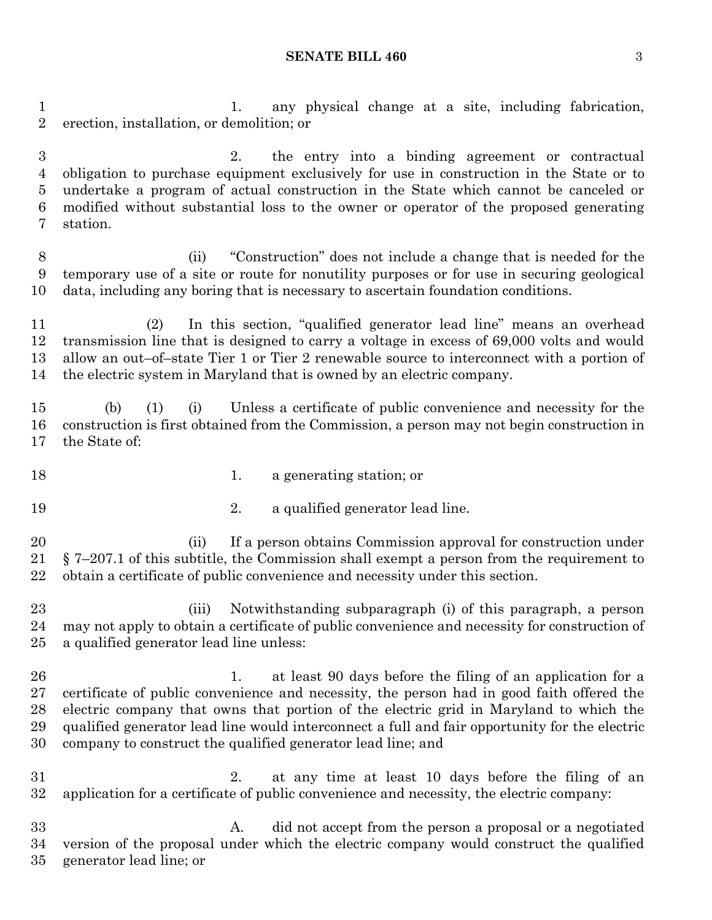1. any physical change at a site, including fabrication, erection, installation, or demolition; or

2. the entry into a binding agreement or contractual obligation to purchase equipment exclusively for use in construction in the State or to undertake a program of actual construction in the State which cannot be canceled or modified without substantial loss to the owner or operator of the proposed generating station.

(ii) "Construction" does not include a change that is needed for the temporary use of a site or route for nonutility purposes or for use in securing geological data, including any boring that is necessary to ascertain foundation conditions.

(2) In this section, "qualified generator lead line" means an overhead transmission line that is designed to carry a voltage in excess of 69,000 volts and would allow an out–of–state Tier 1 or Tier 2 renewable source to interconnect with a portion of the electric system in Maryland that is owned by an electric company.

(b) (1) (i) Unless a certificate of public convenience and necessity for the construction is first obtained from the Commission, a person may not begin construction in the State of:

1. a generating station; or

2. a qualified generator lead line.

(ii) If a person obtains Commission approval for construction under § 7–207.1 of this subtitle, the Commission shall exempt a person from the requirement to obtain a certificate of public convenience and necessity under this section.

(iii) Notwithstanding subparagraph (i) of this paragraph, a person may not apply to obtain a certificate of public convenience and necessity for construction of a qualified generator lead line unless:

1. at least 90 days before the filing of an application for a certificate of public convenience and necessity, the person had in good faith offered the electric company that owns that portion of the electric grid in Maryland to which the qualified generator lead line would interconnect a full and fair opportunity for the electric company to construct the qualified generator lead line; and

2. at any time at least 10 days before the filing of an application for a certificate of public convenience and necessity, the electric company:

A. did not accept from the person a proposal or a negotiated version of the proposal under which the electric company would construct the qualified generator lead line; or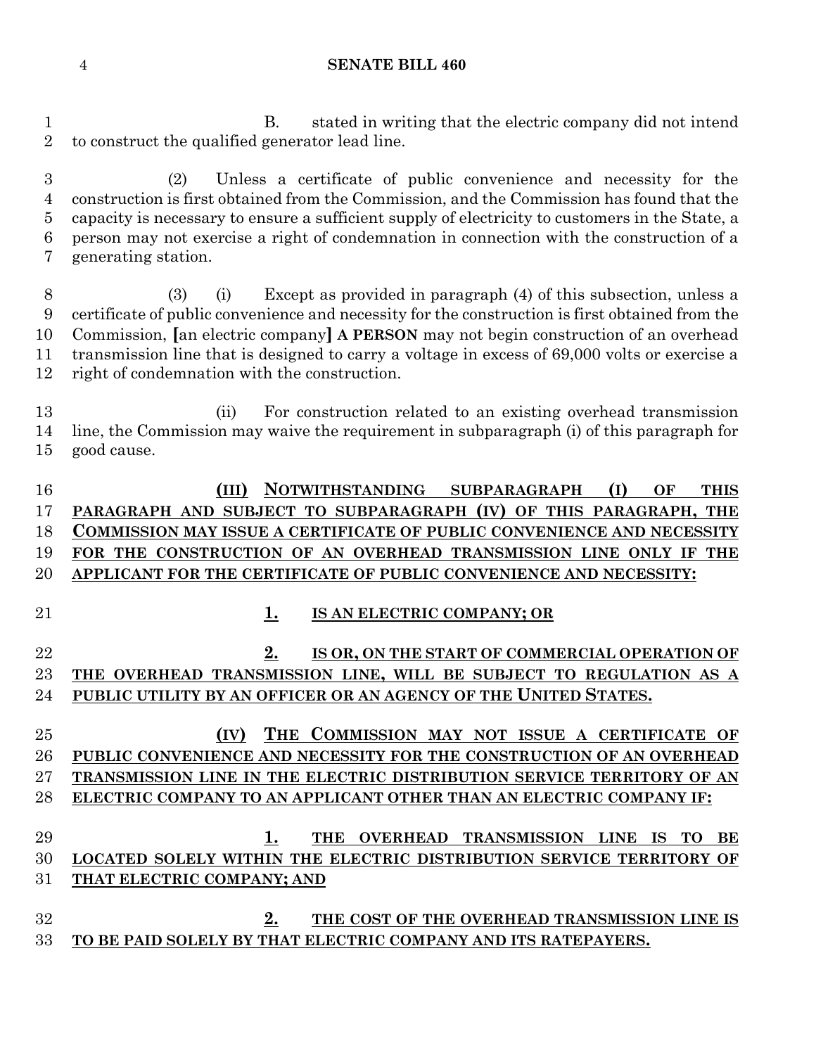B. stated in writing that the electric company did not intend to construct the qualified generator lead line.

(2) Unless a certificate of public convenience and necessity for the construction is first obtained from the Commission, and the Commission has found that the capacity is necessary to ensure a sufficient supply of electricity to customers in the State, a person may not exercise a right of condemnation in connection with the construction of a generating station.

(3) (i) Except as provided in paragraph (4) of this subsection, unless a certificate of public convenience and necessity for the construction is first obtained from the Commission, [an electric company] **A PERSON** may not begin construction of an overhead transmission line that is designed to carry a voltage in excess of 69,000 volts or exercise a right of condemnation with the construction.

(ii) For construction related to an existing overhead transmission line, the Commission may waive the requirement in subparagraph (i) of this paragraph for good cause.

**(III) NOTWITHSTANDING SUBPARAGRAPH (I) OF THIS PARAGRAPH AND SUBJECT TO SUBPARAGRAPH (IV) OF THIS PARAGRAPH, THE COMMISSION MAY ISSUE A CERTIFICATE OF PUBLIC CONVENIENCE AND NECESSITY FOR THE CONSTRUCTION OF AN OVERHEAD TRANSMISSION LINE ONLY IF THE APPLICANT FOR THE CERTIFICATE OF PUBLIC CONVENIENCE AND NECESSITY:**

**1. IS AN ELECTRIC COMPANY; OR**

**2. IS OR, ON THE START OF COMMERCIAL OPERATION OF THE OVERHEAD TRANSMISSION LINE, WILL BE SUBJECT TO REGULATION AS A PUBLIC UTILITY BY AN OFFICER OR AN AGENCY OF THE UNITED STATES.**

**(IV) THE COMMISSION MAY NOT ISSUE A CERTIFICATE OF PUBLIC CONVENIENCE AND NECESSITY FOR THE CONSTRUCTION OF AN OVERHEAD TRANSMISSION LINE IN THE ELECTRIC DISTRIBUTION SERVICE TERRITORY OF AN ELECTRIC COMPANY TO AN APPLICANT OTHER THAN AN ELECTRIC COMPANY IF:**

**1. THE OVERHEAD TRANSMISSION LINE IS TO BE LOCATED SOLELY WITHIN THE ELECTRIC DISTRIBUTION SERVICE TERRITORY OF THAT ELECTRIC COMPANY; AND**

**2. THE COST OF THE OVERHEAD TRANSMISSION LINE IS TO BE PAID SOLELY BY THAT ELECTRIC COMPANY AND ITS RATEPAYERS.**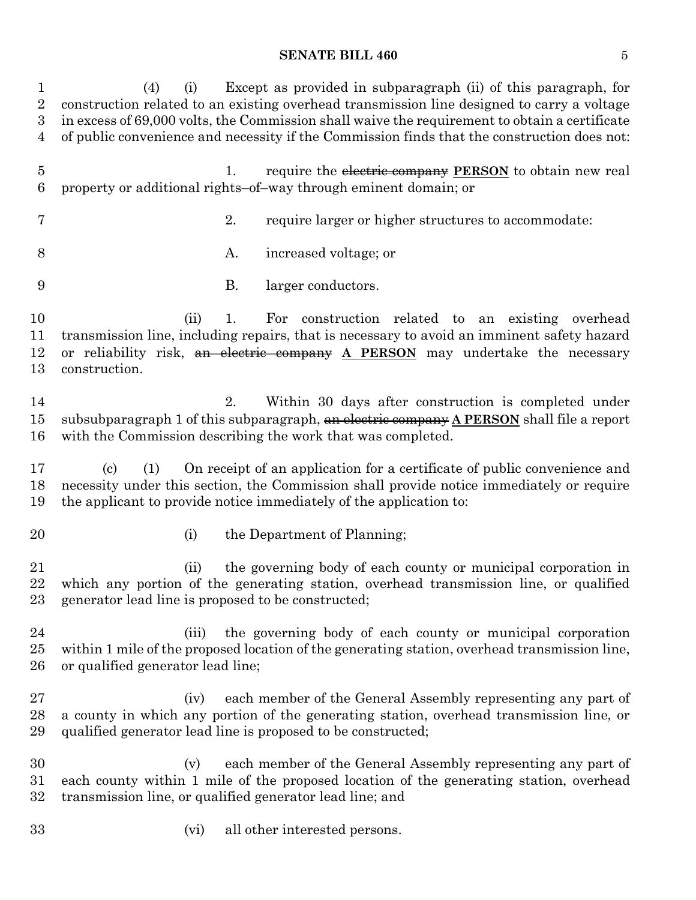(4) (i) Except as provided in subparagraph (ii) of this paragraph, for construction related to an existing overhead transmission line designed to carry a voltage in excess of 69,000 volts, the Commission shall waive the requirement to obtain a certificate of public convenience and necessity if the Commission finds that the construction does not:

1. require the ~~electric company~~ **PERSON** to obtain new real property or additional rights–of–way through eminent domain; or

2. require larger or higher structures to accommodate:

A. increased voltage; or

B. larger conductors.

(ii) 1. For construction related to an existing overhead transmission line, including repairs, that is necessary to avoid an imminent safety hazard or reliability risk, ~~an electric company~~ **A PERSON** may undertake the necessary construction.

2. Within 30 days after construction is completed under subsubparagraph 1 of this subparagraph, ~~an electric company~~ **A PERSON** shall file a report with the Commission describing the work that was completed.

(c) (1) On receipt of an application for a certificate of public convenience and necessity under this section, the Commission shall provide notice immediately or require the applicant to provide notice immediately of the application to:

(i) the Department of Planning;

(ii) the governing body of each county or municipal corporation in which any portion of the generating station, overhead transmission line, or qualified generator lead line is proposed to be constructed;

(iii) the governing body of each county or municipal corporation within 1 mile of the proposed location of the generating station, overhead transmission line, or qualified generator lead line;

(iv) each member of the General Assembly representing any part of a county in which any portion of the generating station, overhead transmission line, or qualified generator lead line is proposed to be constructed;

(v) each member of the General Assembly representing any part of each county within 1 mile of the proposed location of the generating station, overhead transmission line, or qualified generator lead line; and

(vi) all other interested persons.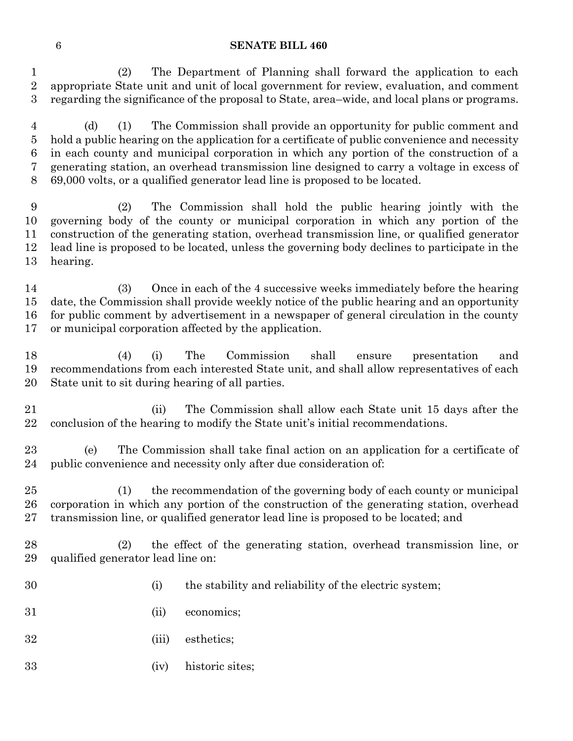(2) The Department of Planning shall forward the application to each appropriate State unit and unit of local government for review, evaluation, and comment regarding the significance of the proposal to State, area–wide, and local plans or programs.

(d) (1) The Commission shall provide an opportunity for public comment and hold a public hearing on the application for a certificate of public convenience and necessity in each county and municipal corporation in which any portion of the construction of a generating station, an overhead transmission line designed to carry a voltage in excess of 69,000 volts, or a qualified generator lead line is proposed to be located.

(2) The Commission shall hold the public hearing jointly with the governing body of the county or municipal corporation in which any portion of the construction of the generating station, overhead transmission line, or qualified generator lead line is proposed to be located, unless the governing body declines to participate in the hearing.

(3) Once in each of the 4 successive weeks immediately before the hearing date, the Commission shall provide weekly notice of the public hearing and an opportunity for public comment by advertisement in a newspaper of general circulation in the county or municipal corporation affected by the application.

(4) (i) The Commission shall ensure presentation and recommendations from each interested State unit, and shall allow representatives of each State unit to sit during hearing of all parties.

(ii) The Commission shall allow each State unit 15 days after the conclusion of the hearing to modify the State unit's initial recommendations.

(e) The Commission shall take final action on an application for a certificate of public convenience and necessity only after due consideration of:

(1) the recommendation of the governing body of each county or municipal corporation in which any portion of the construction of the generating station, overhead transmission line, or qualified generator lead line is proposed to be located; and

(2) the effect of the generating station, overhead transmission line, or qualified generator lead line on:

(i) the stability and reliability of the electric system;

(ii) economics;

(iii) esthetics;

(iv) historic sites;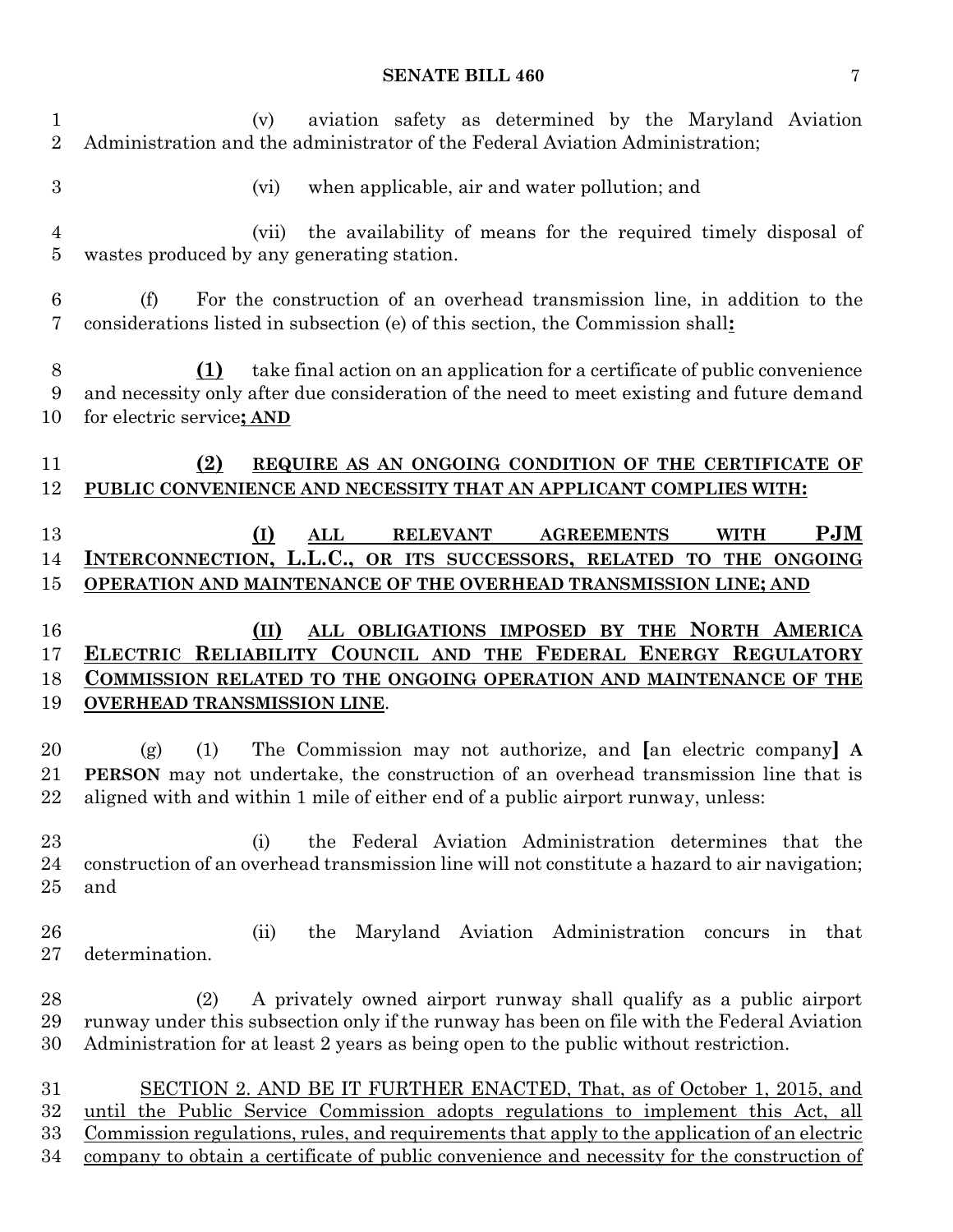(v) aviation safety as determined by the Maryland Aviation Administration and the administrator of the Federal Aviation Administration;

(vi) when applicable, air and water pollution; and

(vii) the availability of means for the required timely disposal of wastes produced by any generating station.

(f) For the construction of an overhead transmission line, in addition to the considerations listed in subsection (e) of this section, the Commission shall**:**

**(1)** take final action on an application for a certificate of public convenience and necessity only after due consideration of the need to meet existing and future demand for electric service**; AND**

**(2) REQUIRE AS AN ONGOING CONDITION OF THE CERTIFICATE OF PUBLIC CONVENIENCE AND NECESSITY THAT AN APPLICANT COMPLIES WITH:**

**(I) ALL RELEVANT AGREEMENTS WITH PJM INTERCONNECTION, L.L.C., OR ITS SUCCESSORS, RELATED TO THE ONGOING OPERATION AND MAINTENANCE OF THE OVERHEAD TRANSMISSION LINE; AND**

**(II) ALL OBLIGATIONS IMPOSED BY THE NORTH AMERICA ELECTRIC RELIABILITY COUNCIL AND THE FEDERAL ENERGY REGULATORY COMMISSION RELATED TO THE ONGOING OPERATION AND MAINTENANCE OF THE OVERHEAD TRANSMISSION LINE**.

(g) (1) The Commission may not authorize, and **[**an electric company**] A PERSON** may not undertake, the construction of an overhead transmission line that is aligned with and within 1 mile of either end of a public airport runway, unless:

(i) the Federal Aviation Administration determines that the construction of an overhead transmission line will not constitute a hazard to air navigation; and

(ii) the Maryland Aviation Administration concurs in that determination.

(2) A privately owned airport runway shall qualify as a public airport runway under this subsection only if the runway has been on file with the Federal Aviation Administration for at least 2 years as being open to the public without restriction.

SECTION 2. AND BE IT FURTHER ENACTED, That, as of October 1, 2015, and until the Public Service Commission adopts regulations to implement this Act, all Commission regulations, rules, and requirements that apply to the application of an electric company to obtain a certificate of public convenience and necessity for the construction of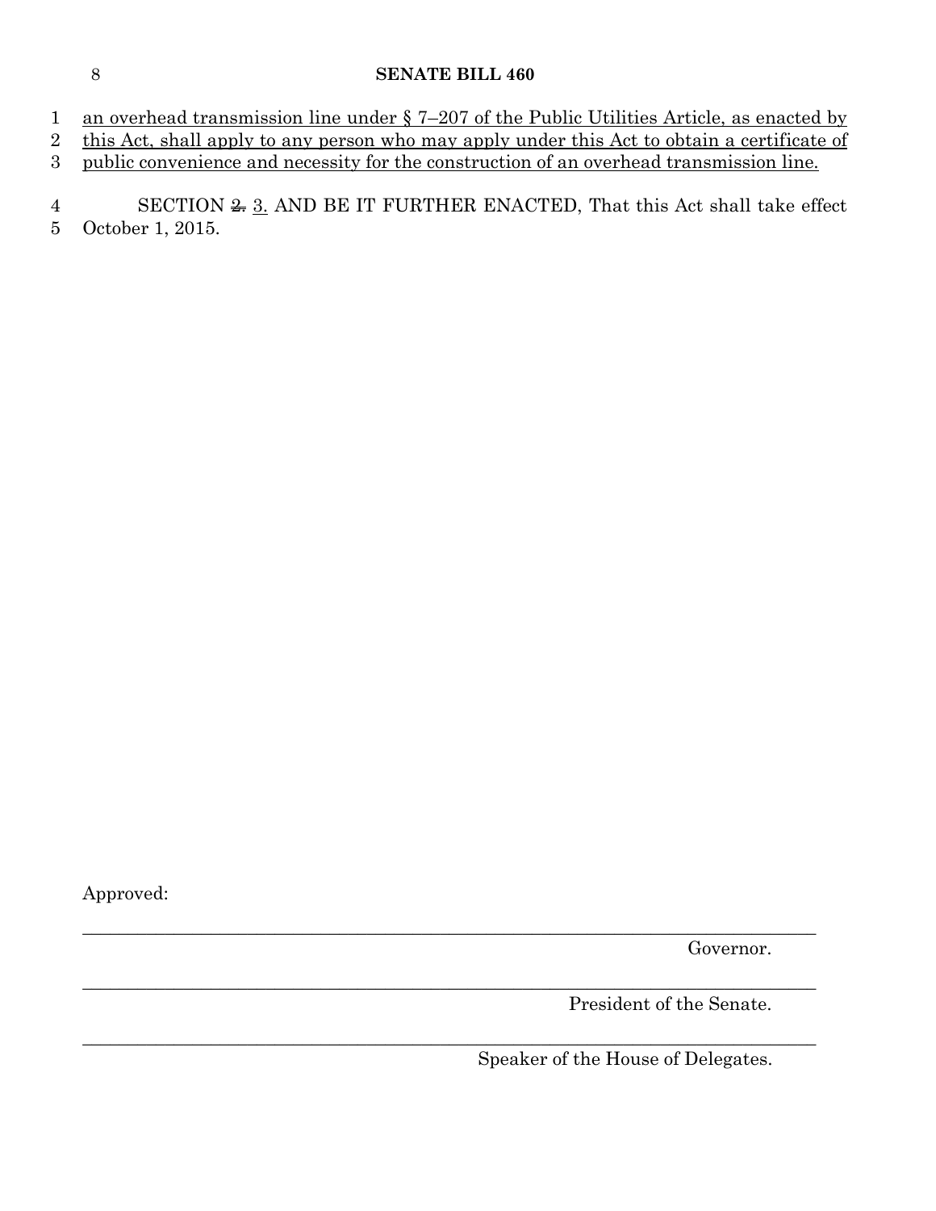an overhead transmission line under § 7–207 of the Public Utilities Article, as enacted by this Act, shall apply to any person who may apply under this Act to obtain a certificate of public convenience and necessity for the construction of an overhead transmission line.

SECTION ~~2.~~ 3. AND BE IT FURTHER ENACTED, That this Act shall take effect October 1, 2015.

Approved:

\_\_\_\_\_\_\_\_\_\_\_\_\_\_\_\_\_\_\_\_\_\_\_\_\_\_\_\_\_\_\_\_\_\_\_\_\_\_\_\_\_\_\_\_\_\_\_\_\_\_\_\_\_\_\_\_\_\_\_\_\_\_\_\_\_\_\_\_\_\_\_\_\_\_\_\_\_\_\_\_

Governor.

\_\_\_\_\_\_\_\_\_\_\_\_\_\_\_\_\_\_\_\_\_\_\_\_\_\_\_\_\_\_\_\_\_\_\_\_\_\_\_\_\_\_\_\_\_\_\_\_\_\_\_\_\_\_\_\_\_\_\_\_\_\_\_\_\_\_\_\_\_\_\_\_\_\_\_\_\_\_\_\_

President of the Senate.

\_\_\_\_\_\_\_\_\_\_\_\_\_\_\_\_\_\_\_\_\_\_\_\_\_\_\_\_\_\_\_\_\_\_\_\_\_\_\_\_\_\_\_\_\_\_\_\_\_\_\_\_\_\_\_\_\_\_\_\_\_\_\_\_\_\_\_\_\_\_\_\_\_\_\_\_\_\_\_\_

Speaker of the House of Delegates.